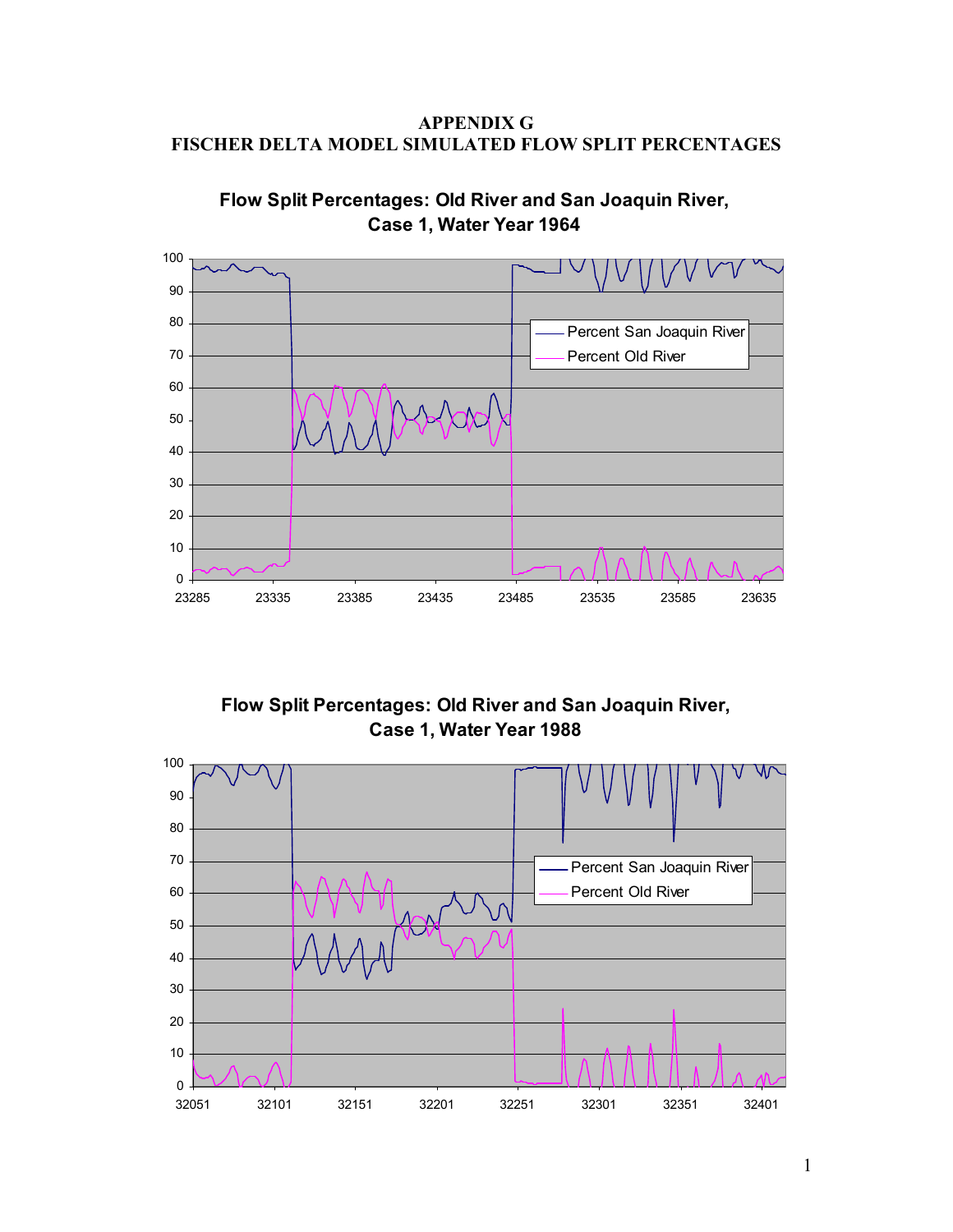# APPENDIX G
# FISCHER DELTA MODEL SIMULATED FLOW SPLIT PERCENTAGES

**Flow Split Percentages: Old River and San Joaquin River, Case 1, Water Year 1964**

**Flow Split Percentages: Old River and San Joaquin River, Case 1, Water Year 1988**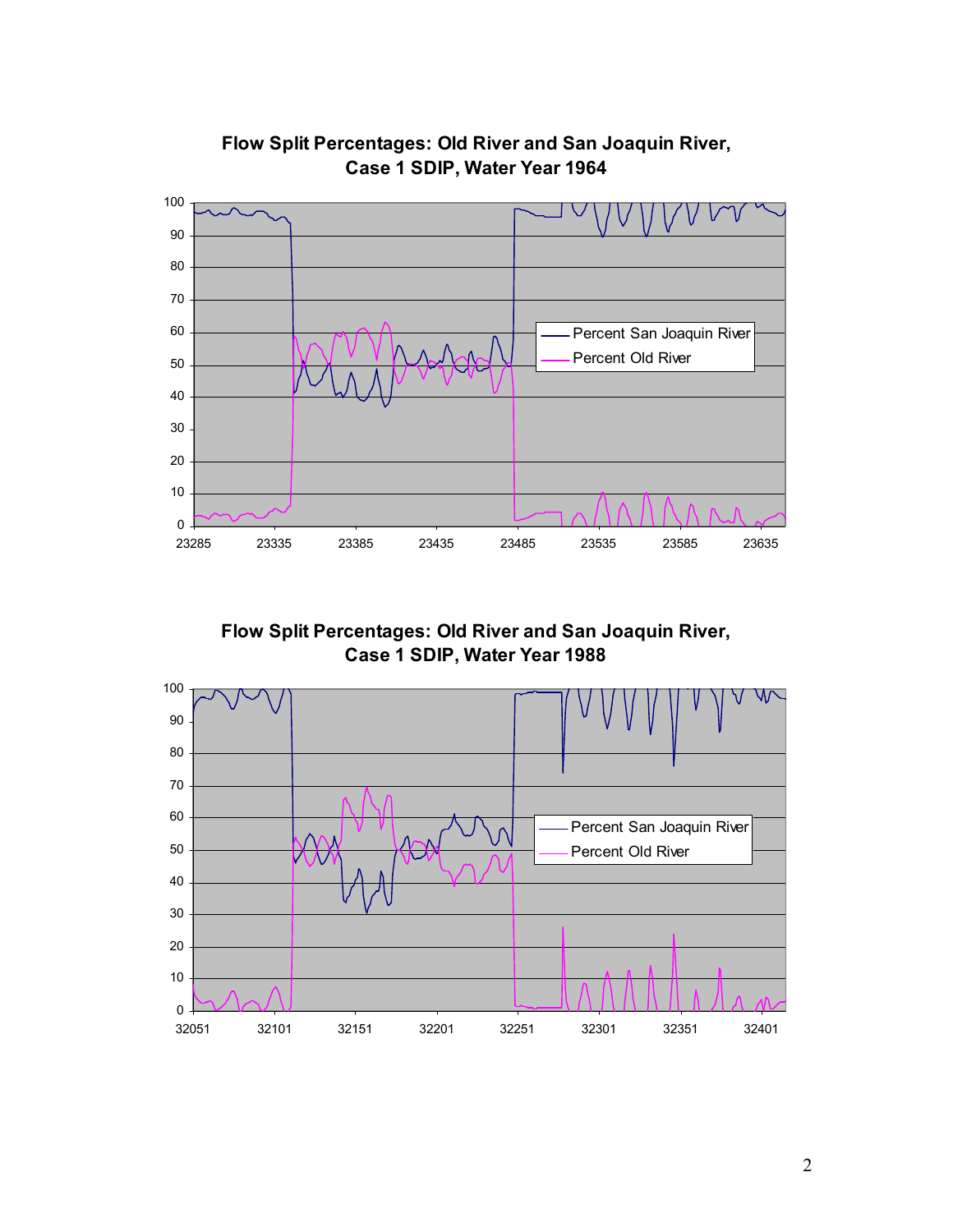**Flow Split Percentages: Old River and San Joaquin River, Case 1 SDIP, Water Year 1964**

Percent San Joaquin River
Percent Old River

**Flow Split Percentages: Old River and San Joaquin River, Case 1 SDIP, Water Year 1988**

Percent San Joaquin River
Percent Old River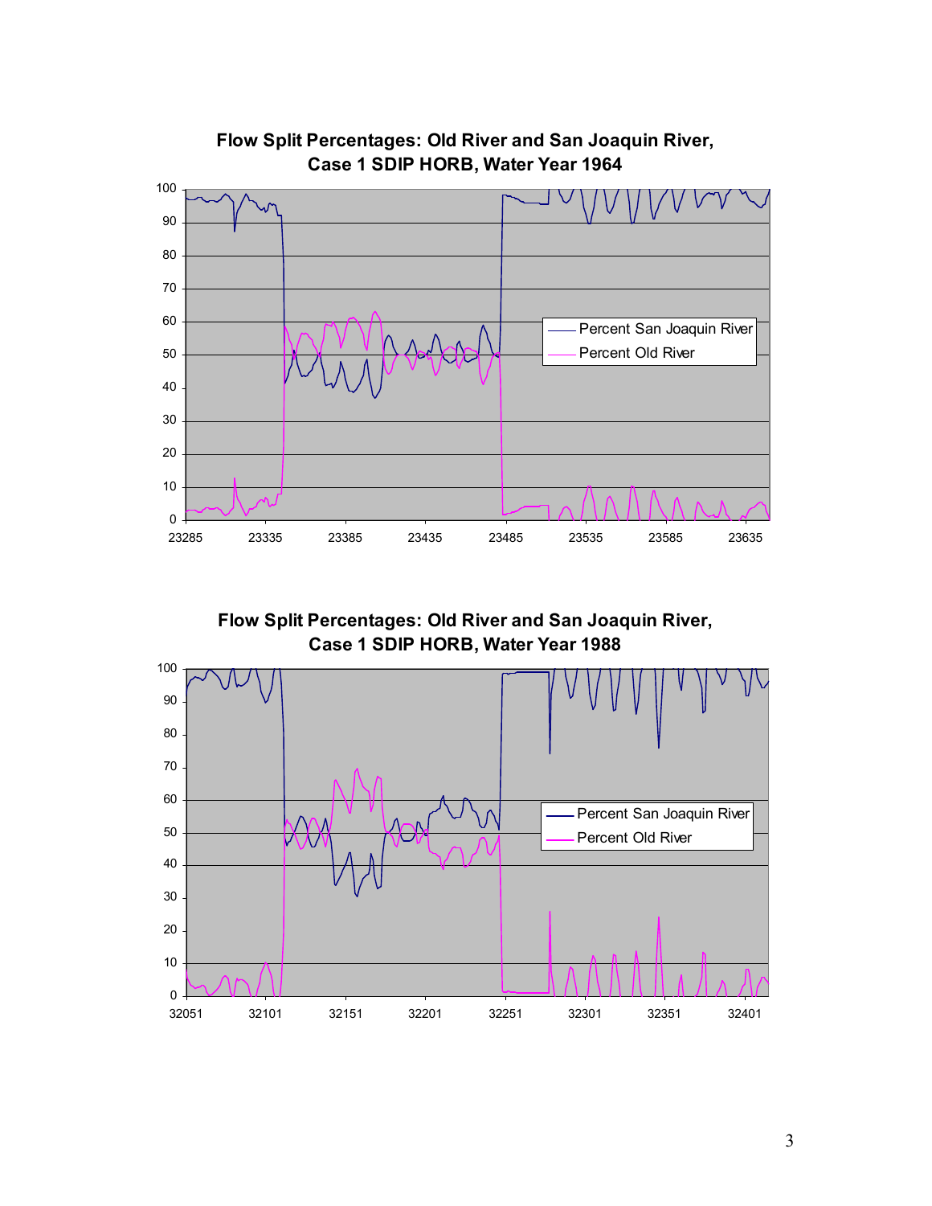Flow Split Percentages: Old River and San Joaquin River,
Case 1 SDIP HORB, Water Year 1964

100
90
80
70
60
50
40
30
20
10
0

23285 23335 23385 23435 23485 23535 23585 23635

Percent San Joaquin River
Percent Old River

Flow Split Percentages: Old River and San Joaquin River,
Case 1 SDIP HORB, Water Year 1988

100
90
80
70
60
50
40
30
20
10
0

32051 32101 32151 32201 32251 32301 32351 32401

Percent San Joaquin River
Percent Old River